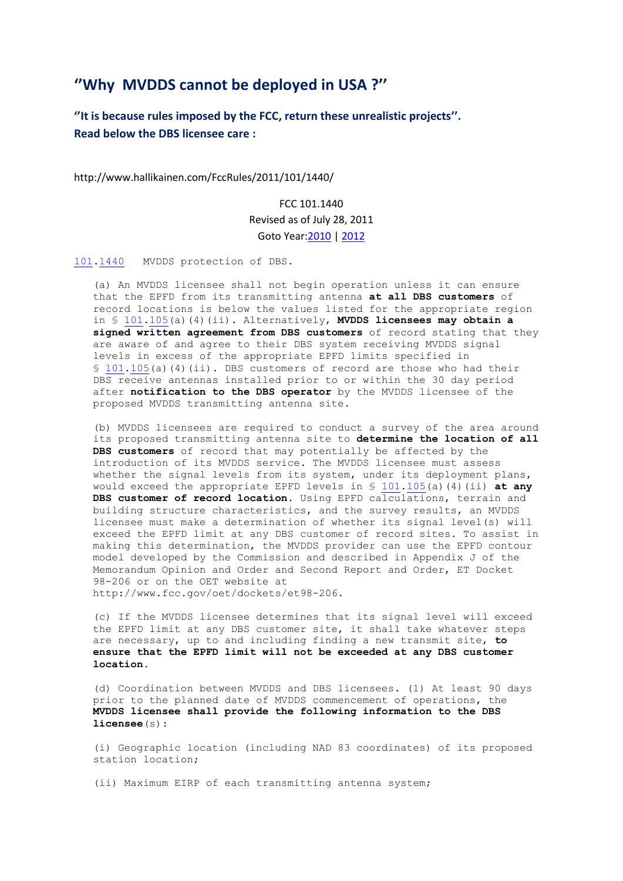## ''Why MVDDS cannot be deployed in USA ?''

**''It is because rules imposed by the FCC, return these unrealistic projects''.**
**Read below the DBS licensee care :**

http://www.hallikainen.com/FccRules/2011/101/1440/

FCC 101.1440
Revised as of July 28, 2011
Goto Year:2010 | 2012

101.1440 MVDDS protection of DBS.

(a) An MVDDS licensee shall not begin operation unless it can ensure that the EPFD from its transmitting antenna **at all DBS customers** of record locations is below the values listed for the appropriate region in § 101.105(a)(4)(ii). Alternatively, **MVDDS licensees may obtain a signed written agreement from DBS customers** of record stating that they are aware of and agree to their DBS system receiving MVDDS signal levels in excess of the appropriate EPFD limits specified in § 101.105(a)(4)(ii). DBS customers of record are those who had their DBS receive antennas installed prior to or within the 30 day period after **notification to the DBS operator** by the MVDDS licensee of the proposed MVDDS transmitting antenna site.

(b) MVDDS licensees are required to conduct a survey of the area around its proposed transmitting antenna site to **determine the location of all DBS customers** of record that may potentially be affected by the introduction of its MVDDS service. The MVDDS licensee must assess whether the signal levels from its system, under its deployment plans, would exceed the appropriate EPFD levels in § 101.105(a)(4)(ii) **at any DBS customer of record location.** Using EPFD calculations, terrain and building structure characteristics, and the survey results, an MVDDS licensee must make a determination of whether its signal level(s) will exceed the EPFD limit at any DBS customer of record sites. To assist in making this determination, the MVDDS provider can use the EPFD contour model developed by the Commission and described in Appendix J of the Memorandum Opinion and Order and Second Report and Order, ET Docket 98-206 or on the OET website at http://www.fcc.gov/oet/dockets/et98-206.

(c) If the MVDDS licensee determines that its signal level will exceed the EPFD limit at any DBS customer site, it shall take whatever steps are necessary, up to and including finding a new transmit site, **to ensure that the EPFD limit will not be exceeded at any DBS customer location.**

(d) Coordination between MVDDS and DBS licensees. (1) At least 90 days prior to the planned date of MVDDS commencement of operations, the **MVDDS licensee shall provide the following information to the DBS licensee**(s):

(i) Geographic location (including NAD 83 coordinates) of its proposed station location;

(ii) Maximum EIRP of each transmitting antenna system;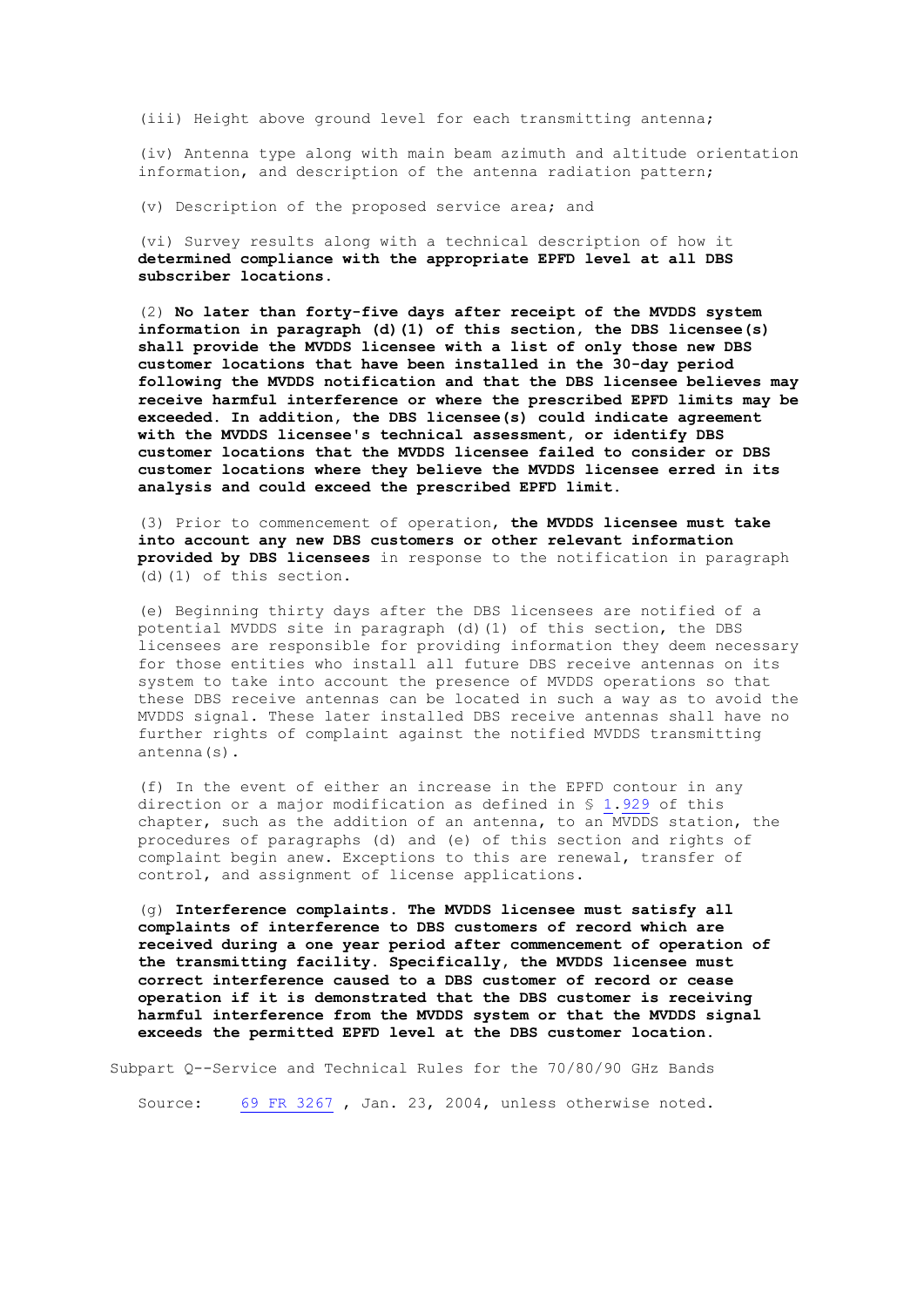(iii) Height above ground level for each transmitting antenna;

(iv) Antenna type along with main beam azimuth and altitude orientation information, and description of the antenna radiation pattern;

(v) Description of the proposed service area; and

(vi) Survey results along with a technical description of how it **determined compliance with the appropriate EPFD level at all DBS subscriber locations.**

(2) **No later than forty-five days after receipt of the MVDDS system information in paragraph (d)(1) of this section, the DBS licensee(s) shall provide the MVDDS licensee with a list of only those new DBS customer locations that have been installed in the 30-day period following the MVDDS notification and that the DBS licensee believes may receive harmful interference or where the prescribed EPFD limits may be exceeded. In addition, the DBS licensee(s) could indicate agreement with the MVDDS licensee's technical assessment, or identify DBS customer locations that the MVDDS licensee failed to consider or DBS customer locations where they believe the MVDDS licensee erred in its analysis and could exceed the prescribed EPFD limit.**

(3) Prior to commencement of operation, **the MVDDS licensee must take into account any new DBS customers or other relevant information provided by DBS licensees** in response to the notification in paragraph (d)(1) of this section.

(e) Beginning thirty days after the DBS licensees are notified of a potential MVDDS site in paragraph (d)(1) of this section, the DBS licensees are responsible for providing information they deem necessary for those entities who install all future DBS receive antennas on its system to take into account the presence of MVDDS operations so that these DBS receive antennas can be located in such a way as to avoid the MVDDS signal. These later installed DBS receive antennas shall have no further rights of complaint against the notified MVDDS transmitting antenna(s).

(f) In the event of either an increase in the EPFD contour in any direction or a major modification as defined in § 1.929 of this chapter, such as the addition of an antenna, to an MVDDS station, the procedures of paragraphs (d) and (e) of this section and rights of complaint begin anew. Exceptions to this are renewal, transfer of control, and assignment of license applications.

(g) **Interference complaints. The MVDDS licensee must satisfy all complaints of interference to DBS customers of record which are received during a one year period after commencement of operation of the transmitting facility. Specifically, the MVDDS licensee must correct interference caused to a DBS customer of record or cease operation if it is demonstrated that the DBS customer is receiving harmful interference from the MVDDS system or that the MVDDS signal exceeds the permitted EPFD level at the DBS customer location.**

## Subpart Q--Service and Technical Rules for the 70/80/90 GHz Bands

Source: 69 FR 3267 , Jan. 23, 2004, unless otherwise noted.